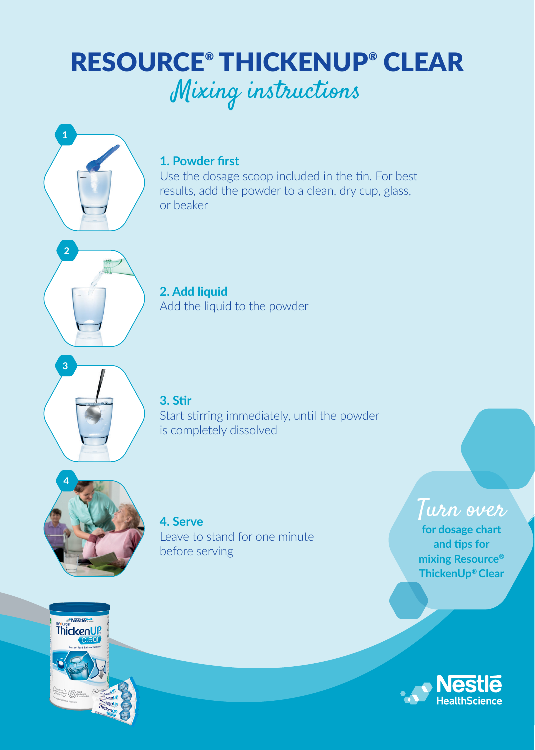# RESOURCE® THICKENUP® CLEAR

## Mixing instructions

### 1. Powder first

Use the dosage scoop included in the tin. For best results, add the powder to a clean, dry cup, glass, or beaker

### 2. Add liquid

Add the liquid to the powder

### 3. Stir

Start stirring immediately, until the powder is completely dissolved

### 4. Serve

Leave to stand for one minute before serving

*Turn over*

**for dosage chart and tips for mixing Resource® ThickenUp® Clear**

Nestlé HealthScience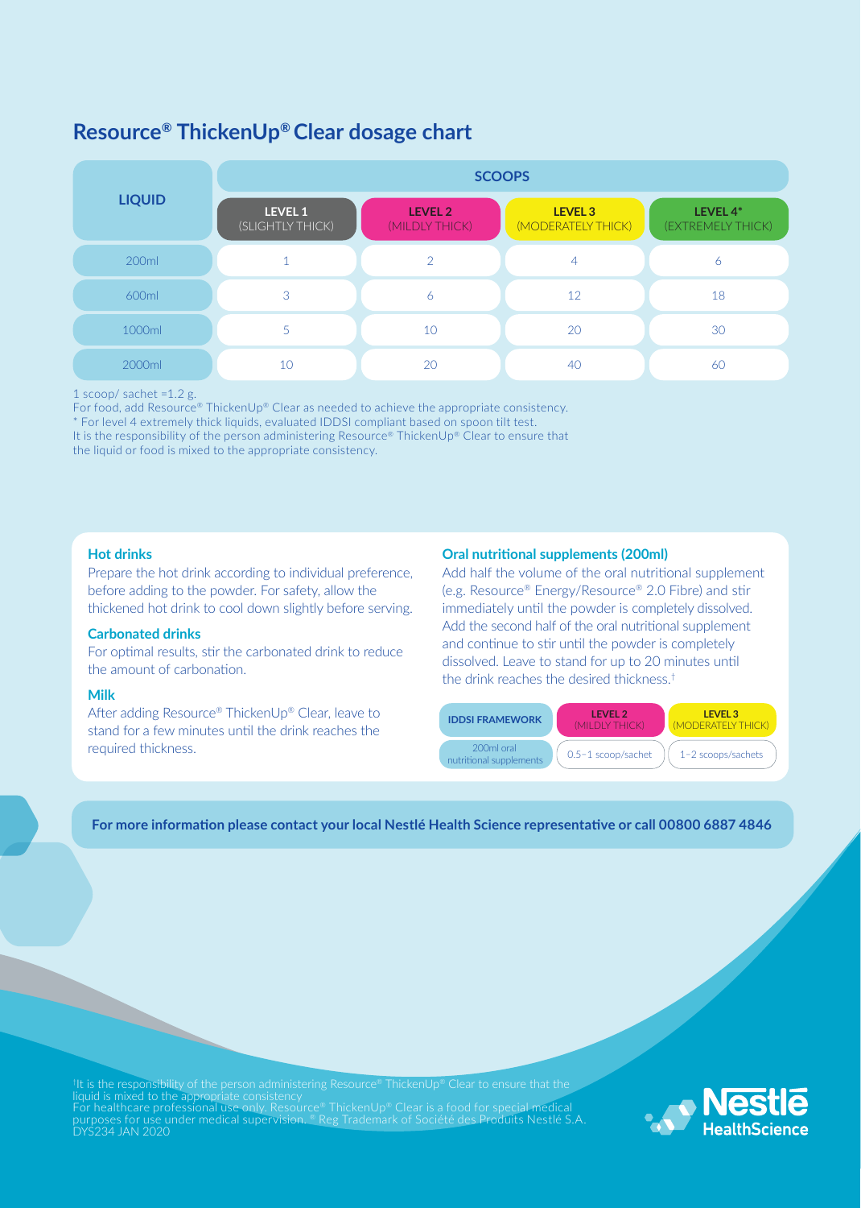# Resource® ThickenUp® Clear dosage chart

| LIQUID | SCOOPS | | | |
| --- | --- | --- | --- | --- |
| | LEVEL 1 (SLIGHTLY THICK) | LEVEL 2 (MILDLY THICK) | LEVEL 3 (MODERATELY THICK) | LEVEL 4* (EXTREMELY THICK) |
| 200ml | 1 | 2 | 4 | 6 |
| 600ml | 3 | 6 | 12 | 18 |
| 1000ml | 5 | 10 | 20 | 30 |
| 2000ml | 10 | 20 | 40 | 60 |

1 scoop/ sachet =1.2 g.
For food, add Resource® ThickenUp® Clear as needed to achieve the appropriate consistency.
* For level 4 extremely thick liquids, evaluated IDDSI compliant based on spoon tilt test.
It is the responsibility of the person administering Resource® ThickenUp® Clear to ensure that the liquid or food is mixed to the appropriate consistency.

### Hot drinks

Prepare the hot drink according to individual preference, before adding to the powder. For safety, allow the thickened hot drink to cool down slightly before serving.

### Carbonated drinks

For optimal results, stir the carbonated drink to reduce the amount of carbonation.

### Milk

After adding Resource® ThickenUp® Clear, leave to stand for a few minutes until the drink reaches the required thickness.

### Oral nutritional supplements (200ml)

Add half the volume of the oral nutritional supplement (e.g. Resource® Energy/Resource® 2.0 Fibre) and stir immediately until the powder is completely dissolved. Add the second half of the oral nutritional supplement and continue to stir until the powder is completely dissolved. Leave to stand for up to 20 minutes until the drink reaches the desired thickness.†

| IDDSI FRAMEWORK | LEVEL 2 (MILDLY THICK) | LEVEL 3 (MODERATELY THICK) |
| --- | --- | --- |
| 200ml oral nutritional supplements | 0.5–1 scoop/sachet | 1–2 scoops/sachets |

**For more information please contact your local Nestlé Health Science representative or call 00800 6887 4846**

†It is the responsibility of the person administering Resource® ThickenUp® Clear to ensure that the liquid is mixed to the appropriate consistency
For healthcare professional use only. Resource® ThickenUp® Clear is a food for special medical purposes for use under medical supervision. ® Reg Trademark of Société des Produits Nestlé S.A.
DYS234 JAN 2020

Nestlé HealthScience